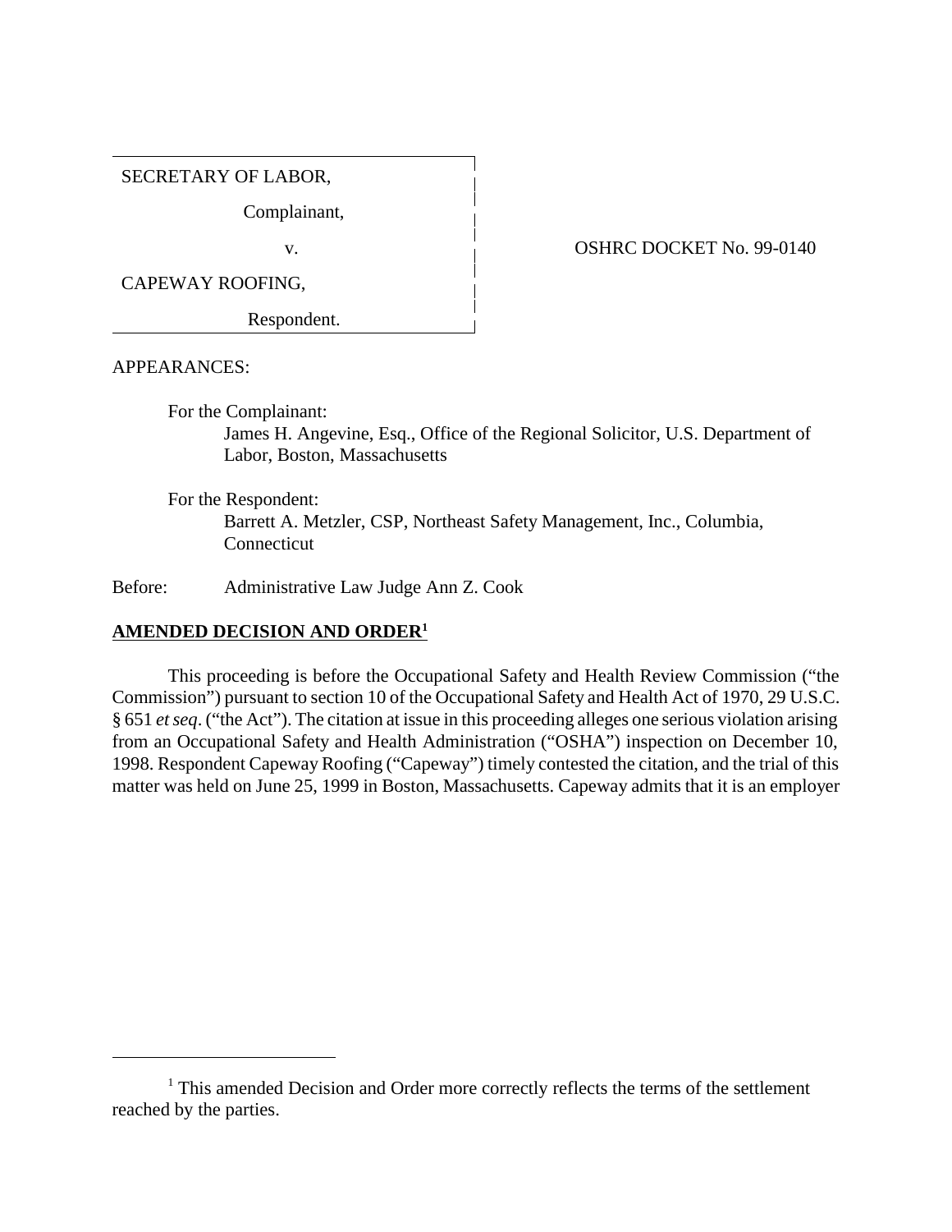SECRETARY OF LABOR,

Complainant,

v.

CAPEWAY ROOFING,

Respondent.

OSHRC DOCKET No. 99-0140

APPEARANCES:

For the Complainant:
James H. Angevine, Esq., Office of the Regional Solicitor, U.S. Department of Labor, Boston, Massachusetts

For the Respondent:
Barrett A. Metzler, CSP, Northeast Safety Management, Inc., Columbia, Connecticut

Before: Administrative Law Judge Ann Z. Cook

**AMENDED DECISION AND ORDER[1]**

This proceeding is before the Occupational Safety and Health Review Commission ("the Commission") pursuant to section 10 of the Occupational Safety and Health Act of 1970, 29 U.S.C. § 651 *et seq*. ("the Act"). The citation at issue in this proceeding alleges one serious violation arising from an Occupational Safety and Health Administration ("OSHA") inspection on December 10, 1998. Respondent Capeway Roofing ("Capeway") timely contested the citation, and the trial of this matter was held on June 25, 1999 in Boston, Massachusetts. Capeway admits that it is an employer

[1] This amended Decision and Order more correctly reflects the terms of the settlement reached by the parties.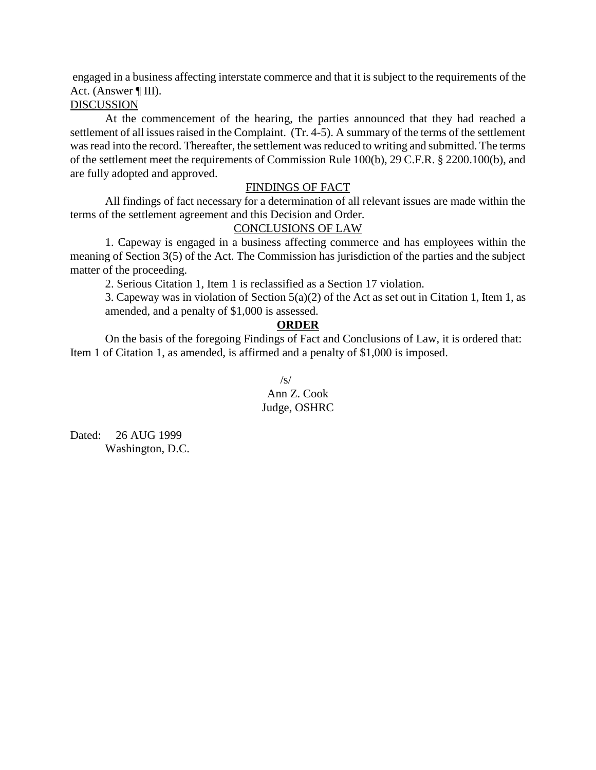engaged in a business affecting interstate commerce and that it is subject to the requirements of the Act. (Answer ¶ III).

DISCUSSION

At the commencement of the hearing, the parties announced that they had reached a settlement of all issues raised in the Complaint. (Tr. 4-5). A summary of the terms of the settlement was read into the record. Thereafter, the settlement was reduced to writing and submitted. The terms of the settlement meet the requirements of Commission Rule 100(b), 29 C.F.R. § 2200.100(b), and are fully adopted and approved.

FINDINGS OF FACT

All findings of fact necessary for a determination of all relevant issues are made within the terms of the settlement agreement and this Decision and Order.

CONCLUSIONS OF LAW

1. Capeway is engaged in a business affecting commerce and has employees within the meaning of Section 3(5) of the Act. The Commission has jurisdiction of the parties and the subject matter of the proceeding.

2. Serious Citation 1, Item 1 is reclassified as a Section 17 violation.

3. Capeway was in violation of Section 5(a)(2) of the Act as set out in Citation 1, Item 1, as amended, and a penalty of $1,000 is assessed.

**ORDER**

On the basis of the foregoing Findings of Fact and Conclusions of Law, it is ordered that: Item 1 of Citation 1, as amended, is affirmed and a penalty of $1,000 is imposed.

/s/
Ann Z. Cook
Judge, OSHRC

Dated: 26 AUG 1999
Washington, D.C.